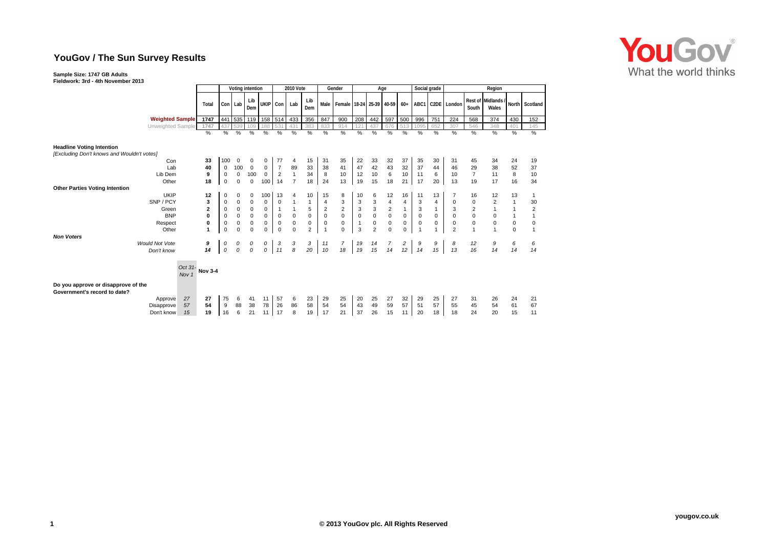# YouGov / The Sun Survey Results

**Sample Size: 1747 GB Adults**
**Fieldwork: 3rd - 4th November 2013**

| | | Total | Voting intention | | | | 2010 Vote | | | Gender | | Age | | | | Social grade | | Region | | | | |
|---|---|---|---|---|---|---|---|---|---|---|---|---|---|---|---|---|---|---|---|---|---|---|
| | | | Con | Lab | Lib Dem | UKIP | Con | Lab | Lib Dem | Male | Female | 18-24 | 25-39 | 40-59 | 60+ | ABC1 | C2DE | London | Rest of South | Midlands / Wales | North | Scotland |
| **Weighted Sample** | | 1747 | 441 | 535 | 119 | 158 | 514 | 433 | 356 | 847 | 900 | 208 | 442 | 597 | 500 | 996 | 751 | 224 | 568 | 374 | 430 | 152 |
| Unweighted Sample | | 1747 | 437 | 539 | 109 | 188 | 531 | 431 | 383 | 833 | 914 | 121 | 437 | 676 | 513 | 1095 | 652 | 307 | 546 | 348 | 401 | 145 |
| | | % | % | % | % | % | % | % | % | % | % | % | % | % | % | % | % | % | % | % | % | % |
| **Headline Voting Intention** *[Excluding Don't knows and Wouldn't votes]* | | | | | | | | | | | | | | | | | | | | | | |
| Con | | 33 | 100 | 0 | 0 | 0 | 77 | 4 | 15 | 31 | 35 | 22 | 33 | 32 | 37 | 35 | 30 | 31 | 45 | 34 | 24 | 19 |
| Lab | | 40 | 0 | 100 | 0 | 0 | 7 | 89 | 33 | 38 | 41 | 47 | 42 | 43 | 32 | 37 | 44 | 46 | 29 | 38 | 52 | 37 |
| Lib Dem | | 9 | 0 | 0 | 100 | 0 | 2 | 1 | 34 | 8 | 10 | 12 | 10 | 6 | 10 | 11 | 6 | 10 | 7 | 11 | 8 | 10 |
| Other | | 18 | 0 | 0 | 0 | 100 | 14 | 7 | 18 | 24 | 13 | 19 | 15 | 18 | 21 | 17 | 20 | 13 | 19 | 17 | 16 | 34 |
| **Other Parties Voting Intention** | | | | | | | | | | | | | | | | | | | | | | |
| UKIP | | 12 | 0 | 0 | 0 | 100 | 13 | 4 | 10 | 15 | 8 | 10 | 6 | 12 | 16 | 11 | 13 | 7 | 16 | 12 | 13 | 1 |
| SNP / PCY | | 3 | 0 | 0 | 0 | 0 | 0 | 1 | 1 | 4 | 3 | 3 | 3 | 4 | 4 | 3 | 4 | 0 | 0 | 2 | 1 | 30 |
| Green | | 2 | 0 | 0 | 0 | 0 | 1 | 1 | 5 | 2 | 2 | 3 | 3 | 2 | 1 | 3 | 1 | 3 | 2 | 1 | 1 | 2 |
| BNP | | 0 | 0 | 0 | 0 | 0 | 0 | 0 | 0 | 0 | 0 | 0 | 0 | 0 | 0 | 0 | 0 | 0 | 0 | 0 | 1 | 1 |
| Respect | | 0 | 0 | 0 | 0 | 0 | 0 | 0 | 0 | 0 | 0 | 1 | 0 | 0 | 0 | 0 | 0 | 0 | 0 | 0 | 0 | 0 |
| Other | | 1 | 0 | 0 | 0 | 0 | 0 | 0 | 2 | 1 | 0 | 3 | 2 | 0 | 0 | 1 | 1 | 2 | 1 | 1 | 0 | 1 |
| ***Non Voters*** | | | | | | | | | | | | | | | | | | | | | | |
| *Would Not Vote* | | *9* | *0* | *0* | *0* | *0* | *3* | *3* | *3* | *11* | *7* | *19* | *14* | *7* | *2* | *9* | *9* | *8* | *12* | *9* | *6* | *6* |
| *Don't know* | | *14* | *0* | *0* | *0* | *0* | *11* | *8* | *20* | *10* | *18* | *19* | *15* | *14* | *12* | *14* | *15* | *13* | *16* | *14* | *14* | *14* |
| | *Oct 31-Nov 1* | **Nov 3-4** | | | | | | | | | | | | | | | | | | | | |
| **Do you approve or disapprove of the Government's record to date?** | | | | | | | | | | | | | | | | | | | | | | |
| Approve | *27* | 27 | 75 | 6 | 41 | 11 | 57 | 6 | 23 | 29 | 25 | 20 | 25 | 27 | 32 | 29 | 25 | 27 | 31 | 26 | 24 | 21 |
| Disapprove | *57* | 54 | 9 | 88 | 38 | 78 | 26 | 86 | 58 | 54 | 54 | 43 | 49 | 59 | 57 | 51 | 57 | 55 | 45 | 54 | 61 | 67 |
| Don't know | *15* | 19 | 16 | 6 | 21 | 11 | 17 | 8 | 19 | 17 | 21 | 37 | 26 | 15 | 11 | 20 | 18 | 18 | 24 | 20 | 15 | 11 |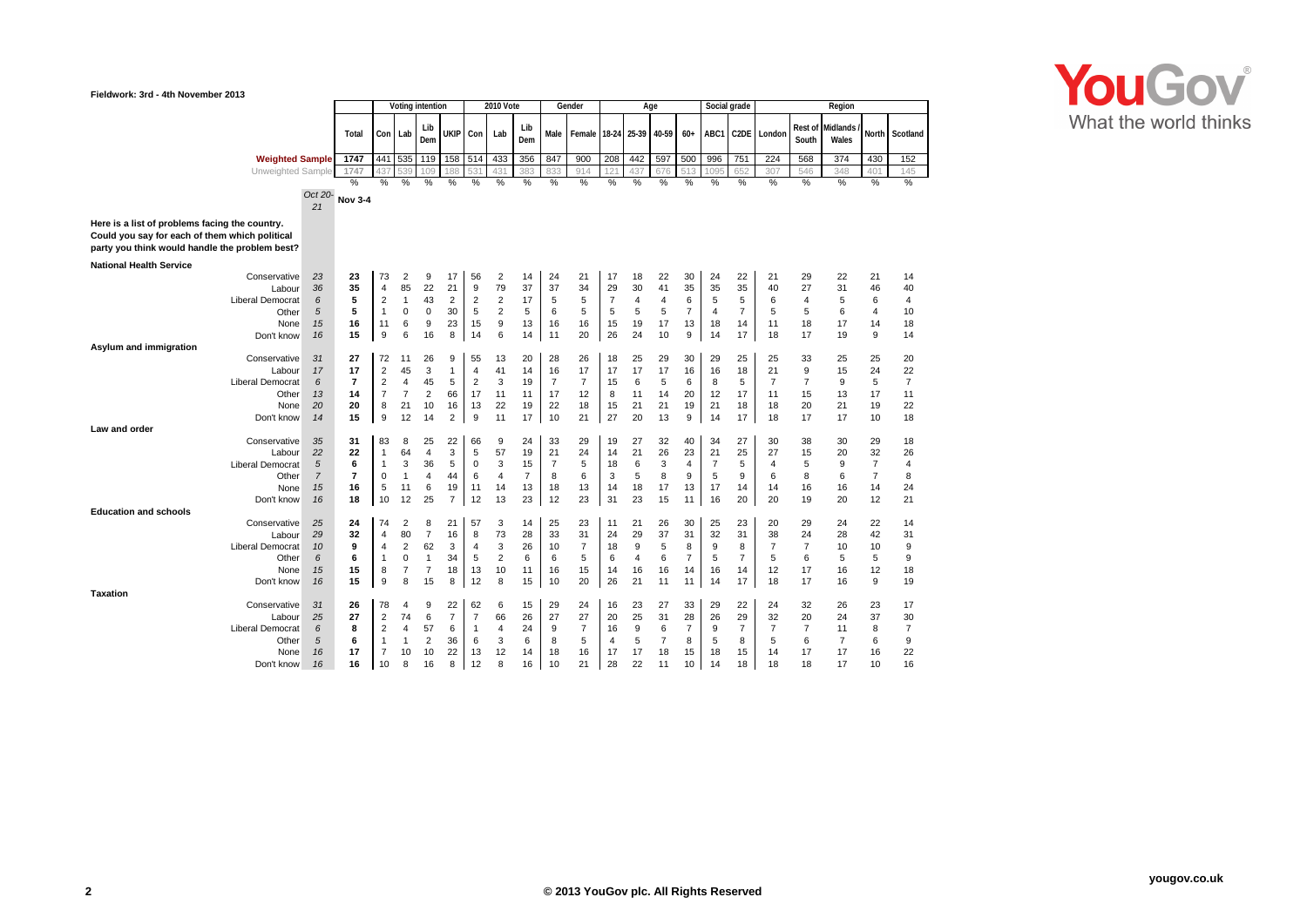Fieldwork: 3rd - 4th November 2013

| | Oct 20-21 | Total | Voting intention | | | | 2010 Vote | | | Gender | | Age | | | | Social grade | | Region | | | | |
|---|---|---|---|---|---|---|---|---|---|---|---|---|---|---|---|---|---|---|---|---|---|---|
| | | | Con | Lab | Lib Dem | UKIP | Con | Lab | Lib Dem | Male | Female | 18-24 | 25-39 | 40-59 | 60+ | ABC1 | C2DE | London | Rest of South | Midlands / Wales | North | Scotland |
| **Weighted Sample** | | 1747 | 441 | 535 | 119 | 158 | 514 | 433 | 356 | 847 | 900 | 208 | 442 | 597 | 500 | 996 | 751 | 224 | 568 | 374 | 430 | 152 |
| Unweighted Sample | | 1747 | 437 | 539 | 109 | 188 | 531 | 431 | 383 | 833 | 914 | 121 | 437 | 676 | 513 | 1095 | 652 | 307 | 546 | 348 | 401 | 145 |
| | | % | % | % | % | % | % | % | % | % | % | % | % | % | % | % | % | % | % | % | % | % |
| | Oct 20-21 | Nov 3-4 | | | | | | | | | | | | | | | | | | | | |
| **Here is a list of problems facing the country. Could you say for each of them which political party you think would handle the problem best?** | | | | | | | | | | | | | | | | | | | | | | |
| **National Health Service** | | | | | | | | | | | | | | | | | | | | | | |
| Conservative | 23 | 23 | 73 | 2 | 9 | 17 | 56 | 2 | 14 | 24 | 21 | 17 | 18 | 22 | 30 | 24 | 22 | 21 | 29 | 22 | 21 | 14 |
| Labour | 36 | 35 | 4 | 85 | 22 | 21 | 9 | 79 | 37 | 37 | 34 | 29 | 30 | 41 | 35 | 35 | 35 | 40 | 27 | 31 | 46 | 40 |
| Liberal Democrat | 6 | 5 | 2 | 1 | 43 | 2 | 2 | 2 | 17 | 5 | 5 | 7 | 4 | 4 | 6 | 5 | 5 | 6 | 4 | 5 | 6 | 4 |
| Other | 5 | 5 | 1 | 0 | 0 | 30 | 5 | 2 | 5 | 6 | 5 | 5 | 5 | 5 | 7 | 4 | 7 | 5 | 5 | 6 | 4 | 10 |
| None | 15 | 16 | 11 | 6 | 9 | 23 | 15 | 9 | 13 | 16 | 16 | 15 | 19 | 17 | 13 | 18 | 14 | 11 | 18 | 17 | 14 | 18 |
| Don't know | 16 | 15 | 9 | 6 | 16 | 8 | 14 | 6 | 14 | 11 | 20 | 26 | 24 | 10 | 9 | 14 | 17 | 18 | 17 | 19 | 9 | 14 |
| **Asylum and immigration** | | | | | | | | | | | | | | | | | | | | | | |
| Conservative | 31 | 27 | 72 | 11 | 26 | 9 | 55 | 13 | 20 | 28 | 26 | 18 | 25 | 29 | 30 | 29 | 25 | 25 | 33 | 25 | 25 | 20 |
| Labour | 17 | 17 | 2 | 45 | 3 | 1 | 4 | 41 | 14 | 16 | 17 | 17 | 17 | 17 | 16 | 16 | 18 | 21 | 9 | 15 | 24 | 22 |
| Liberal Democrat | 6 | 7 | 2 | 4 | 45 | 5 | 2 | 3 | 19 | 7 | 7 | 15 | 6 | 5 | 6 | 8 | 5 | 7 | 7 | 9 | 5 | 7 |
| Other | 13 | 14 | 7 | 7 | 2 | 66 | 17 | 11 | 11 | 17 | 12 | 8 | 11 | 14 | 20 | 12 | 17 | 11 | 15 | 13 | 17 | 11 |
| None | 20 | 20 | 8 | 21 | 10 | 16 | 13 | 22 | 19 | 22 | 18 | 15 | 21 | 21 | 19 | 21 | 18 | 18 | 20 | 21 | 19 | 22 |
| Don't know | 14 | 15 | 9 | 12 | 14 | 2 | 9 | 11 | 17 | 10 | 21 | 27 | 20 | 13 | 9 | 14 | 17 | 18 | 17 | 17 | 10 | 18 |
| **Law and order** | | | | | | | | | | | | | | | | | | | | | | |
| Conservative | 35 | 31 | 83 | 8 | 25 | 22 | 66 | 9 | 24 | 33 | 29 | 19 | 27 | 32 | 40 | 34 | 27 | 30 | 38 | 30 | 29 | 18 |
| Labour | 22 | 22 | 1 | 64 | 4 | 3 | 5 | 57 | 19 | 21 | 24 | 14 | 21 | 26 | 23 | 21 | 25 | 27 | 15 | 20 | 32 | 26 |
| Liberal Democrat | 5 | 6 | 1 | 3 | 36 | 5 | 0 | 3 | 15 | 7 | 5 | 18 | 6 | 3 | 4 | 7 | 5 | 4 | 5 | 9 | 7 | 4 |
| Other | 7 | 7 | 0 | 1 | 4 | 44 | 6 | 4 | 7 | 8 | 6 | 3 | 5 | 8 | 9 | 5 | 9 | 6 | 8 | 6 | 7 | 8 |
| None | 15 | 16 | 5 | 11 | 6 | 19 | 11 | 14 | 13 | 18 | 13 | 14 | 18 | 17 | 13 | 17 | 14 | 14 | 16 | 16 | 14 | 24 |
| Don't know | 16 | 18 | 10 | 12 | 25 | 7 | 12 | 13 | 23 | 12 | 23 | 31 | 23 | 15 | 11 | 16 | 20 | 20 | 19 | 20 | 12 | 21 |
| **Education and schools** | | | | | | | | | | | | | | | | | | | | | | |
| Conservative | 25 | 24 | 74 | 2 | 8 | 21 | 57 | 3 | 14 | 25 | 23 | 11 | 21 | 26 | 30 | 25 | 23 | 20 | 29 | 24 | 22 | 14 |
| Labour | 29 | 32 | 4 | 80 | 7 | 16 | 8 | 73 | 28 | 33 | 31 | 24 | 29 | 37 | 31 | 32 | 31 | 38 | 24 | 28 | 42 | 31 |
| Liberal Democrat | 10 | 9 | 4 | 2 | 62 | 3 | 4 | 3 | 26 | 10 | 7 | 18 | 9 | 5 | 8 | 9 | 8 | 7 | 7 | 10 | 10 | 9 |
| Other | 6 | 6 | 1 | 0 | 1 | 34 | 5 | 2 | 6 | 6 | 5 | 6 | 4 | 6 | 7 | 5 | 7 | 5 | 6 | 5 | 5 | 9 |
| None | 15 | 15 | 8 | 7 | 7 | 18 | 13 | 10 | 11 | 16 | 15 | 14 | 16 | 16 | 14 | 16 | 14 | 12 | 17 | 16 | 12 | 18 |
| Don't know | 16 | 15 | 9 | 8 | 15 | 8 | 12 | 8 | 15 | 10 | 20 | 26 | 21 | 11 | 11 | 14 | 17 | 18 | 17 | 16 | 9 | 19 |
| **Taxation** | | | | | | | | | | | | | | | | | | | | | | |
| Conservative | 31 | 26 | 78 | 4 | 9 | 22 | 62 | 6 | 15 | 29 | 24 | 16 | 23 | 27 | 33 | 29 | 22 | 24 | 32 | 26 | 23 | 17 |
| Labour | 25 | 27 | 2 | 74 | 6 | 7 | 7 | 66 | 26 | 27 | 27 | 20 | 25 | 31 | 28 | 26 | 29 | 32 | 20 | 24 | 37 | 30 |
| Liberal Democrat | 6 | 8 | 2 | 4 | 57 | 6 | 1 | 4 | 24 | 9 | 7 | 16 | 9 | 6 | 7 | 9 | 7 | 7 | 7 | 11 | 8 | 7 |
| Other | 5 | 6 | 1 | 1 | 2 | 36 | 6 | 3 | 6 | 8 | 5 | 4 | 5 | 7 | 8 | 5 | 8 | 5 | 6 | 7 | 6 | 9 |
| None | 16 | 17 | 7 | 10 | 10 | 22 | 13 | 12 | 14 | 18 | 16 | 17 | 17 | 18 | 15 | 18 | 15 | 14 | 17 | 17 | 16 | 22 |
| Don't know | 16 | 16 | 10 | 8 | 16 | 8 | 12 | 8 | 16 | 10 | 21 | 28 | 22 | 11 | 10 | 14 | 18 | 18 | 18 | 17 | 10 | 16 |

© 2013 YouGov plc. All Rights Reserved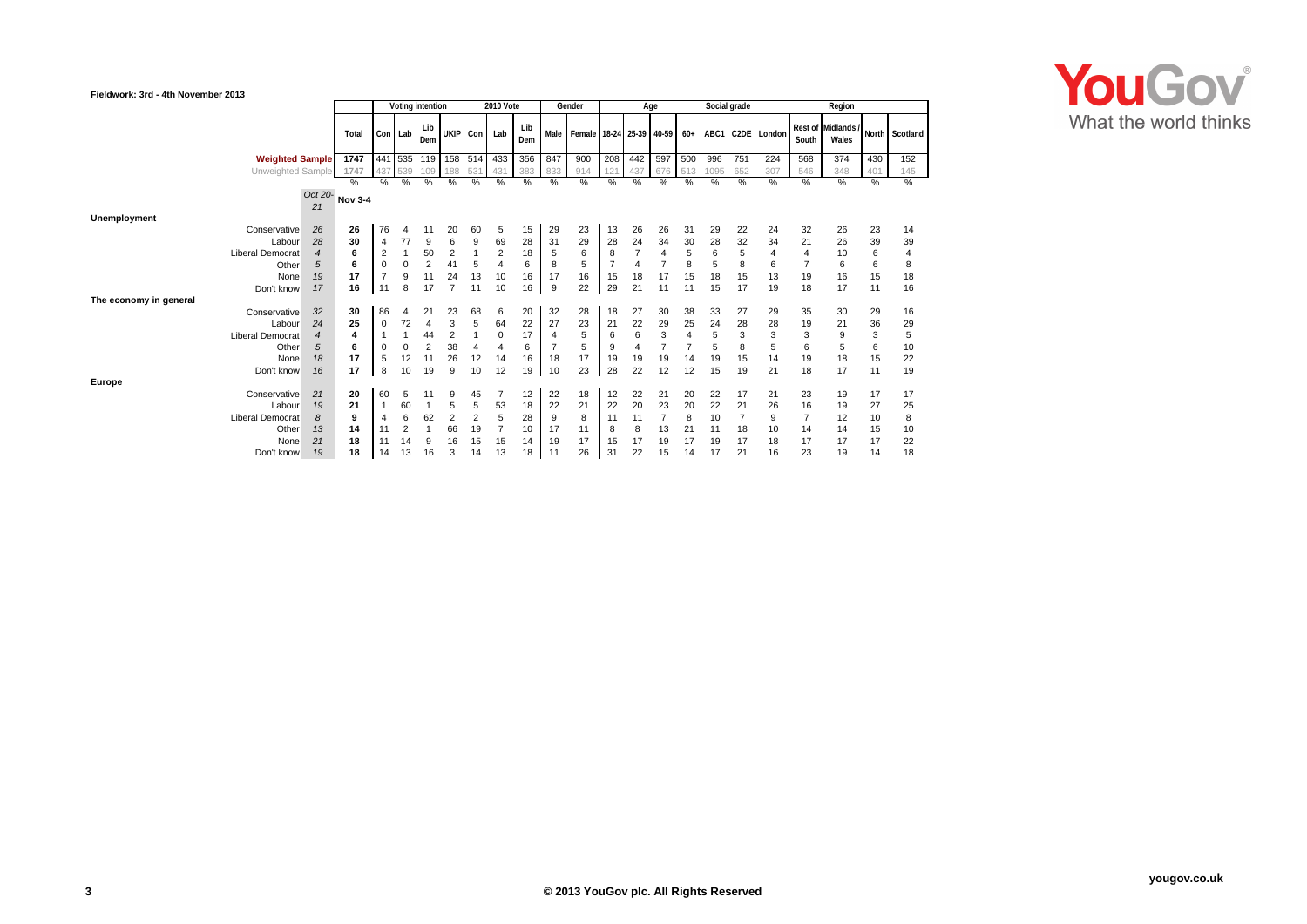Fieldwork: 3rd - 4th November 2013

| | | | Voting intention | | | | 2010 Vote | | | Gender | | Age | | | | Social grade | | Region | | | | |
|---|---|---|---|---|---|---|---|---|---|---|---|---|---|---|---|---|---|---|---|---|---|---|
| | | Total | Con | Lab | Lib Dem | UKIP | Con | Lab | Lib Dem | Male | Female | 18-24 | 25-39 | 40-59 | 60+ | ABC1 | C2DE | London | Rest of South | Midlands / Wales | North | Scotland |
| Weighted Sample | | 1747 | 441 | 535 | 119 | 158 | 514 | 433 | 356 | 847 | 900 | 208 | 442 | 597 | 500 | 996 | 751 | 224 | 568 | 374 | 430 | 152 |
| Unweighted Sample | | 1747 | 437 | 539 | 109 | 188 | 531 | 431 | 383 | 833 | 914 | 121 | 437 | 676 | 513 | 1095 | 652 | 307 | 546 | 348 | 401 | 145 |
| | | % | % | % | % | % | % | % | % | % | % | % | % | % | % | % | % | % | % | % | % | % |
| | Oct 20-21 | Nov 3-4 | | | | | | | | | | | | | | | | | | | | |
| **Unemployment** | | | | | | | | | | | | | | | | | | | | | | |
| Conservative | 26 | 26 | 76 | 4 | 11 | 20 | 60 | 5 | 15 | 29 | 23 | 13 | 26 | 26 | 31 | 29 | 22 | 24 | 32 | 26 | 23 | 14 |
| Labour | 28 | 30 | 4 | 77 | 9 | 6 | 9 | 69 | 28 | 31 | 29 | 28 | 24 | 34 | 30 | 28 | 32 | 34 | 21 | 26 | 39 | 39 |
| Liberal Democrat | 4 | 6 | 2 | 1 | 50 | 2 | 1 | 2 | 18 | 5 | 6 | 8 | 7 | 4 | 5 | 6 | 5 | 4 | 4 | 10 | 6 | 4 |
| Other | 5 | 6 | 0 | 0 | 2 | 41 | 5 | 4 | 6 | 8 | 5 | 7 | 4 | 7 | 8 | 5 | 8 | 6 | 7 | 6 | 6 | 8 |
| None | 19 | 17 | 7 | 9 | 11 | 24 | 13 | 10 | 16 | 17 | 16 | 15 | 18 | 17 | 15 | 18 | 15 | 13 | 19 | 16 | 15 | 18 |
| Don't know | 17 | 16 | 11 | 8 | 17 | 7 | 11 | 10 | 16 | 9 | 22 | 29 | 21 | 11 | 11 | 15 | 17 | 19 | 18 | 17 | 11 | 16 |
| **The economy in general** | | | | | | | | | | | | | | | | | | | | | | |
| Conservative | 32 | 30 | 86 | 4 | 21 | 23 | 68 | 6 | 20 | 32 | 28 | 18 | 27 | 30 | 38 | 33 | 27 | 29 | 35 | 30 | 29 | 16 |
| Labour | 24 | 25 | 0 | 72 | 4 | 3 | 5 | 64 | 22 | 27 | 23 | 21 | 22 | 29 | 25 | 24 | 28 | 28 | 19 | 21 | 36 | 29 |
| Liberal Democrat | 4 | 4 | 1 | 1 | 44 | 2 | 1 | 0 | 17 | 4 | 5 | 6 | 6 | 3 | 4 | 5 | 3 | 3 | 3 | 9 | 3 | 5 |
| Other | 5 | 6 | 0 | 0 | 2 | 38 | 4 | 4 | 6 | 7 | 5 | 9 | 4 | 7 | 7 | 5 | 8 | 5 | 6 | 5 | 6 | 10 |
| None | 18 | 17 | 5 | 12 | 11 | 26 | 12 | 14 | 16 | 18 | 17 | 19 | 19 | 19 | 14 | 19 | 15 | 14 | 19 | 18 | 15 | 22 |
| Don't know | 16 | 17 | 8 | 10 | 19 | 9 | 10 | 12 | 19 | 10 | 23 | 28 | 22 | 12 | 12 | 15 | 19 | 21 | 18 | 17 | 11 | 19 |
| **Europe** | | | | | | | | | | | | | | | | | | | | | | |
| Conservative | 21 | 20 | 60 | 5 | 11 | 9 | 45 | 7 | 12 | 22 | 18 | 12 | 22 | 21 | 20 | 22 | 17 | 21 | 23 | 19 | 17 | 17 |
| Labour | 19 | 21 | 1 | 60 | 1 | 5 | 5 | 53 | 18 | 22 | 21 | 22 | 20 | 23 | 20 | 22 | 21 | 26 | 16 | 19 | 27 | 25 |
| Liberal Democrat | 8 | 9 | 4 | 6 | 62 | 2 | 2 | 5 | 28 | 9 | 8 | 11 | 11 | 7 | 8 | 10 | 7 | 9 | 7 | 12 | 10 | 8 |
| Other | 13 | 14 | 11 | 2 | 1 | 66 | 19 | 7 | 10 | 17 | 11 | 8 | 8 | 13 | 21 | 11 | 18 | 10 | 14 | 14 | 15 | 10 |
| None | 21 | 18 | 11 | 14 | 9 | 16 | 15 | 15 | 14 | 19 | 17 | 15 | 17 | 19 | 17 | 19 | 17 | 18 | 17 | 17 | 17 | 22 |
| Don't know | 19 | 18 | 14 | 13 | 16 | 3 | 14 | 13 | 18 | 11 | 26 | 31 | 22 | 15 | 14 | 17 | 21 | 16 | 23 | 19 | 14 | 18 |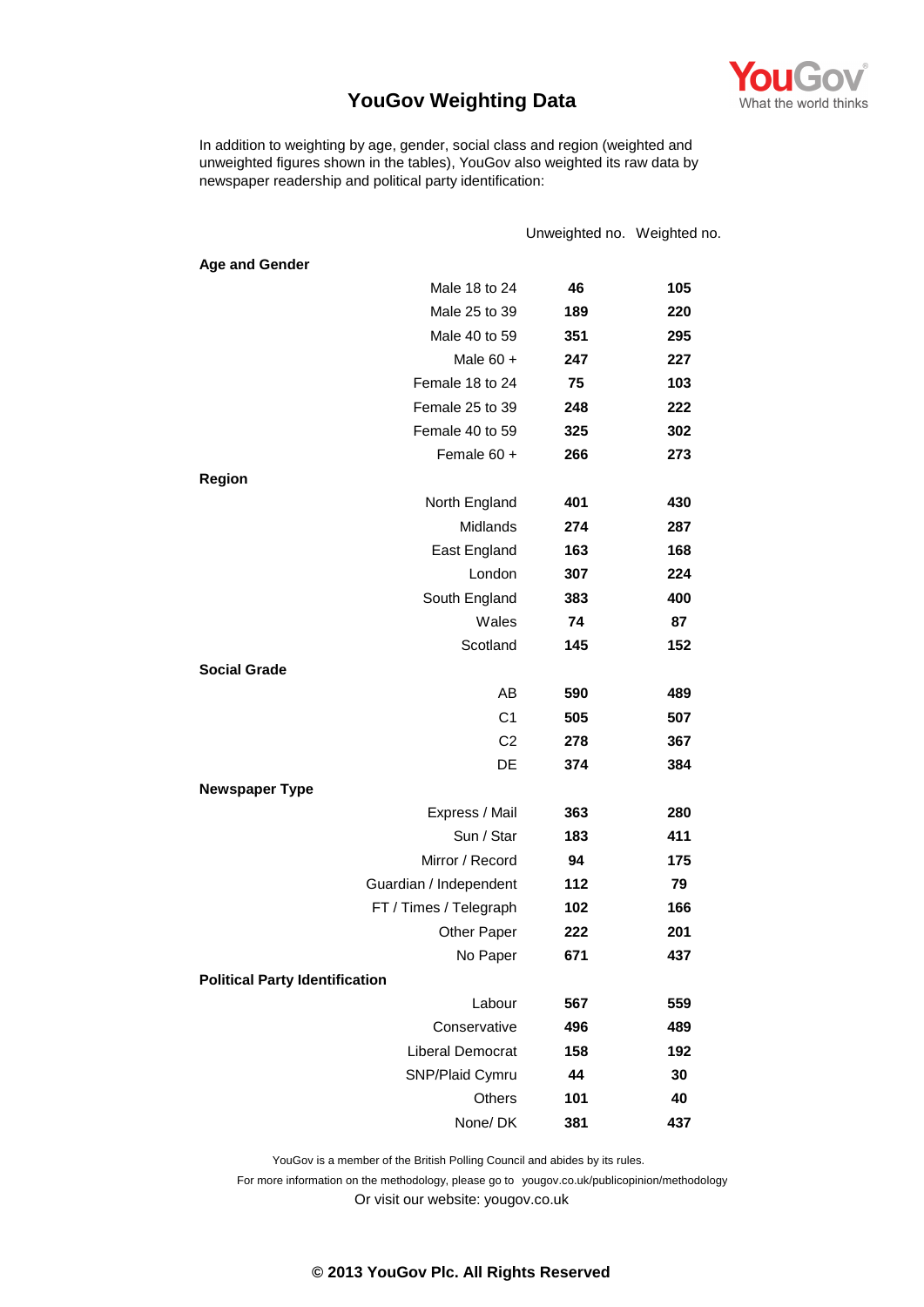# YouGov Weighting Data

In addition to weighting by age, gender, social class and region (weighted and unweighted figures shown in the tables), YouGov also weighted its raw data by newspaper readership and political party identification:

| | | Unweighted no. | Weighted no. |
|---|---|---|---|
| **Age and Gender** | | | |
| | Male 18 to 24 | **46** | **105** |
| | Male 25 to 39 | **189** | **220** |
| | Male 40 to 59 | **351** | **295** |
| | Male 60 + | **247** | **227** |
| | Female 18 to 24 | **75** | **103** |
| | Female 25 to 39 | **248** | **222** |
| | Female 40 to 59 | **325** | **302** |
| | Female 60 + | **266** | **273** |
| **Region** | | | |
| | North England | **401** | **430** |
| | Midlands | **274** | **287** |
| | East England | **163** | **168** |
| | London | **307** | **224** |
| | South England | **383** | **400** |
| | Wales | **74** | **87** |
| | Scotland | **145** | **152** |
| **Social Grade** | | | |
| | AB | **590** | **489** |
| | C1 | **505** | **507** |
| | C2 | **278** | **367** |
| | DE | **374** | **384** |
| **Newspaper Type** | | | |
| | Express / Mail | **363** | **280** |
| | Sun / Star | **183** | **411** |
| | Mirror / Record | **94** | **175** |
| | Guardian / Independent | **112** | **79** |
| | FT / Times / Telegraph | **102** | **166** |
| | Other Paper | **222** | **201** |
| | No Paper | **671** | **437** |
| **Political Party Identification** | | | |
| | Labour | **567** | **559** |
| | Conservative | **496** | **489** |
| | Liberal Democrat | **158** | **192** |
| | SNP/Plaid Cymru | **44** | **30** |
| | Others | **101** | **40** |
| | None/ DK | **381** | **437** |

YouGov is a member of the British Polling Council and abides by its rules.

For more information on the methodology, please go to yougov.co.uk/publicopinion/methodology

Or visit our website: yougov.co.uk

**© 2013 YouGov Plc. All Rights Reserved**